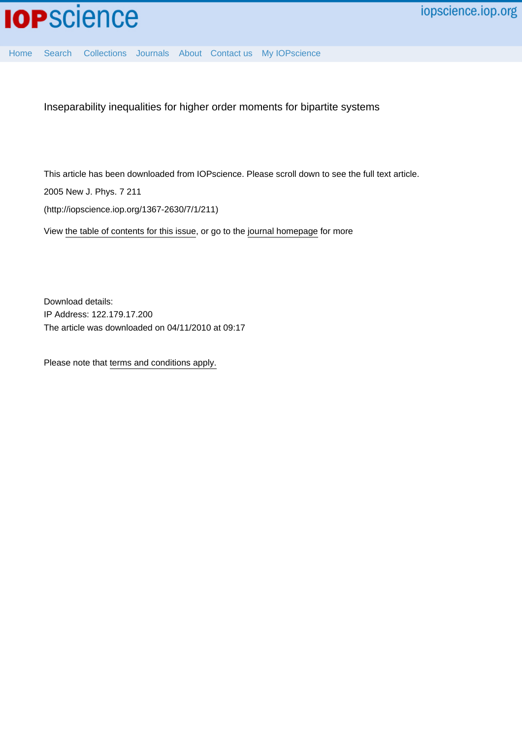Inseparability inequalities for higher order moments for bipartite systems

This article has been downloaded from IOPscience. Please scroll down to see the full text article.

2005 New J. Phys. 7 211

(http://iopscience.iop.org/1367-2630/7/1/211)

View the table of contents for this issue, or go to the journal homepage for more

Download details:
IP Address: 122.179.17.200
The article was downloaded on 04/11/2010 at 09:17

Please note that terms and conditions apply.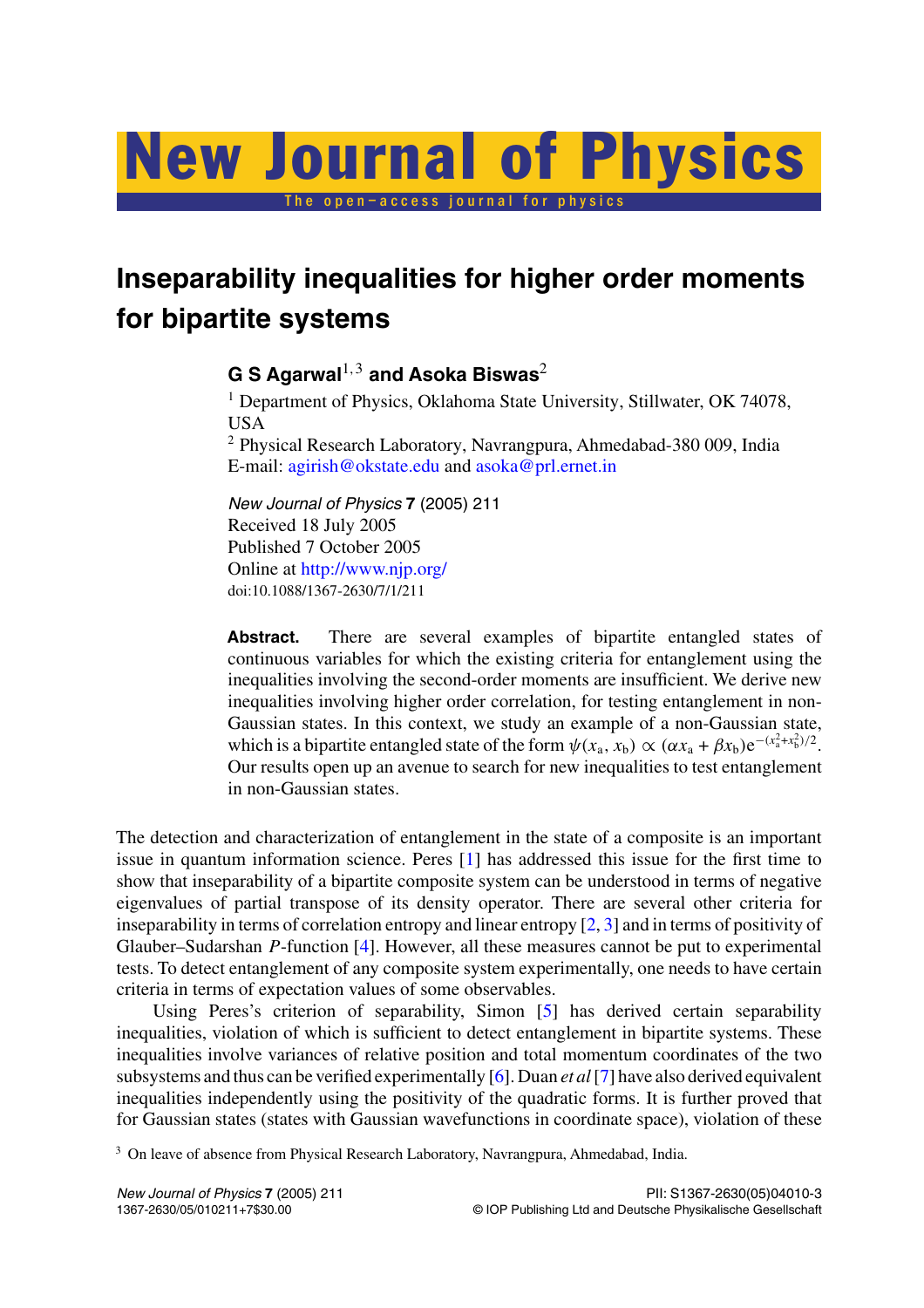# Inseparability inequalities for higher order moments for bipartite systems

**G S Agarwal**[1,3] **and Asoka Biswas**[2]

[1] Department of Physics, Oklahoma State University, Stillwater, OK 74078, USA
[2] Physical Research Laboratory, Navrangpura, Ahmedabad-380 009, India
E-mail: agirish@okstate.edu and asoka@prl.ernet.in

*New Journal of Physics* **7** (2005) 211
Received 18 July 2005
Published 7 October 2005
Online at http://www.njp.org/
doi:10.1088/1367-2630/7/1/211

**Abstract.** There are several examples of bipartite entangled states of continuous variables for which the existing criteria for entanglement using the inequalities involving the second-order moments are insufficient. We derive new inequalities involving higher order correlation, for testing entanglement in non-Gaussian states. In this context, we study an example of a non-Gaussian state, which is a bipartite entangled state of the form $\psi(x_a, x_b) \propto (\alpha x_a + \beta x_b)e^{-(x_a^2+x_b^2)/2}$. Our results open up an avenue to search for new inequalities to test entanglement in non-Gaussian states.

The detection and characterization of entanglement in the state of a composite is an important issue in quantum information science. Peres [1] has addressed this issue for the first time to show that inseparability of a bipartite composite system can be understood in terms of negative eigenvalues of partial transpose of its density operator. There are several other criteria for inseparability in terms of correlation entropy and linear entropy [2, 3] and in terms of positivity of Glauber–Sudarshan $P$-function [4]. However, all these measures cannot be put to experimental tests. To detect entanglement of any composite system experimentally, one needs to have certain criteria in terms of expectation values of some observables.

Using Peres's criterion of separability, Simon [5] has derived certain separability inequalities, violation of which is sufficient to detect entanglement in bipartite systems. These inequalities involve variances of relative position and total momentum coordinates of the two subsystems and thus can be verified experimentally [6]. Duan *et al* [7] have also derived equivalent inequalities independently using the positivity of the quadratic forms. It is further proved that for Gaussian states (states with Gaussian wavefunctions in coordinate space), violation of these

[3] On leave of absence from Physical Research Laboratory, Navrangpura, Ahmedabad, India.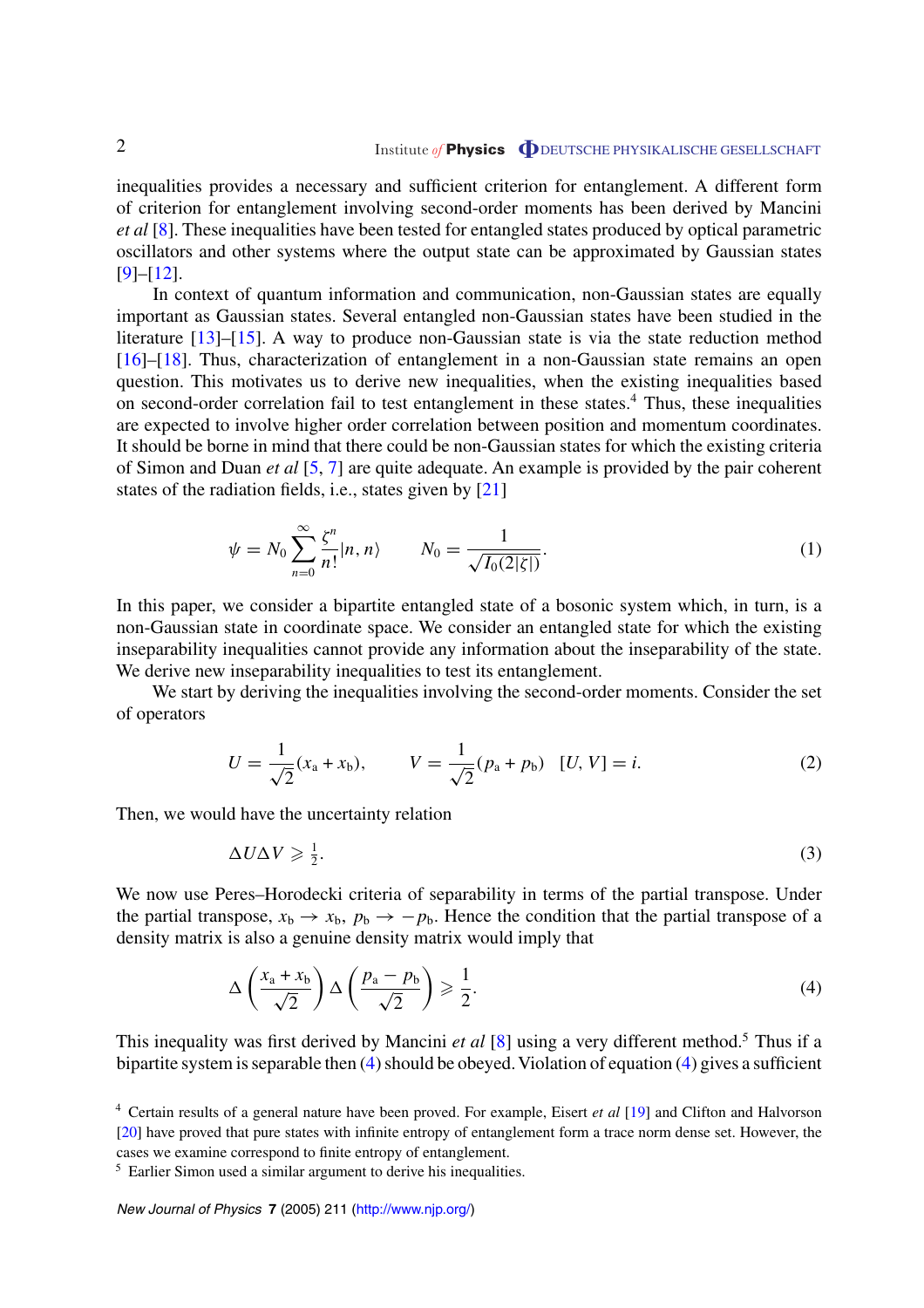inequalities provides a necessary and sufficient criterion for entanglement. A different form of criterion for entanglement involving second-order moments has been derived by Mancini *et al* [8]. These inequalities have been tested for entangled states produced by optical parametric oscillators and other systems where the output state can be approximated by Gaussian states [9]–[12].

In context of quantum information and communication, non-Gaussian states are equally important as Gaussian states. Several entangled non-Gaussian states have been studied in the literature [13]–[15]. A way to produce non-Gaussian state is via the state reduction method [16]–[18]. Thus, characterization of entanglement in a non-Gaussian state remains an open question. This motivates us to derive new inequalities, when the existing inequalities based on second-order correlation fail to test entanglement in these states.[4] Thus, these inequalities are expected to involve higher order correlation between position and momentum coordinates. It should be borne in mind that there could be non-Gaussian states for which the existing criteria of Simon and Duan *et al* [5, 7] are quite adequate. An example is provided by the pair coherent states of the radiation fields, i.e., states given by [21]

$$\psi = N_0 \sum_{n=0}^{\infty} \frac{\zeta^n}{n!}|n, n\rangle \qquad N_0 = \frac{1}{\sqrt{I_0(2|\zeta|)}}. \tag{1}$$

In this paper, we consider a bipartite entangled state of a bosonic system which, in turn, is a non-Gaussian state in coordinate space. We consider an entangled state for which the existing inseparability inequalities cannot provide any information about the inseparability of the state. We derive new inseparability inequalities to test its entanglement.

We start by deriving the inequalities involving the second-order moments. Consider the set of operators

$$U = \frac{1}{\sqrt{2}}(x_{\rm a} + x_{\rm b}), \qquad V = \frac{1}{\sqrt{2}}(p_{\rm a} + p_{\rm b}) \quad [U, V] = i. \tag{2}$$

Then, we would have the uncertainty relation

$$\Delta U \Delta V \geqslant \tfrac{1}{2}. \tag{3}$$

We now use Peres–Horodecki criteria of separability in terms of the partial transpose. Under the partial transpose, $x_{\rm b} \rightarrow x_{\rm b}$, $p_{\rm b} \rightarrow -p_{\rm b}$. Hence the condition that the partial transpose of a density matrix is also a genuine density matrix would imply that

$$\Delta\left(\frac{x_{\rm a} + x_{\rm b}}{\sqrt{2}}\right)\Delta\left(\frac{p_{\rm a} - p_{\rm b}}{\sqrt{2}}\right) \geqslant \frac{1}{2}. \tag{4}$$

This inequality was first derived by Mancini *et al* [8] using a very different method.[5] Thus if a bipartite system is separable then (4) should be obeyed. Violation of equation (4) gives a sufficient

[4] Certain results of a general nature have been proved. For example, Eisert *et al* [19] and Clifton and Halvorson [20] have proved that pure states with infinite entropy of entanglement form a trace norm dense set. However, the cases we examine correspond to finite entropy of entanglement.

[5] Earlier Simon used a similar argument to derive his inequalities.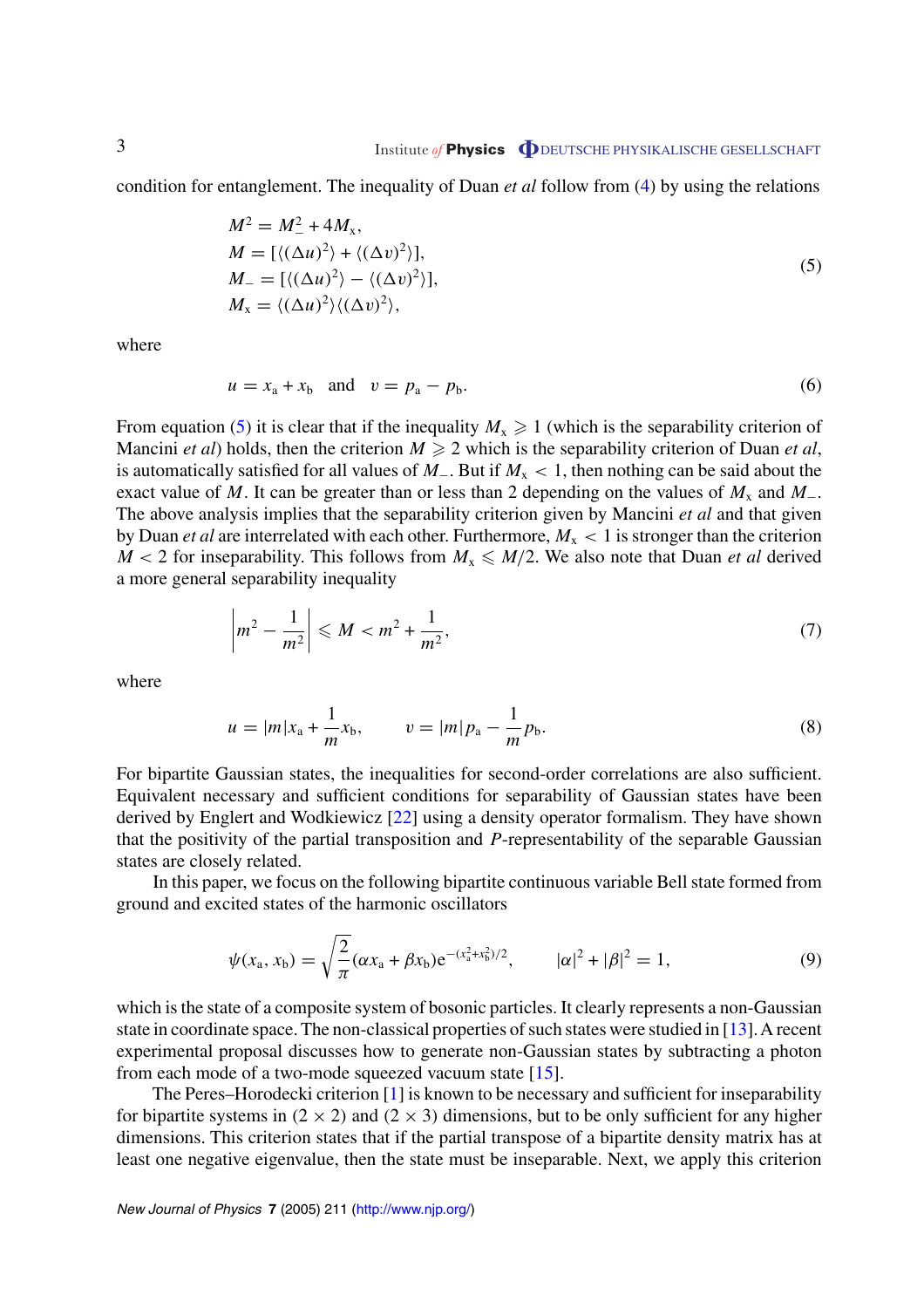condition for entanglement. The inequality of Duan *et al* follow from (4) by using the relations

$$
\begin{aligned}
M^2 &= M_-^2 + 4M_x, \\
M &= [\langle(\Delta u)^2\rangle + \langle(\Delta v)^2\rangle], \\
M_- &= [\langle(\Delta u)^2\rangle - \langle(\Delta v)^2\rangle], \\
M_x &= \langle(\Delta u)^2\rangle\langle(\Delta v)^2\rangle,
\end{aligned}
\tag{5}
$$

where

$$
u = x_a + x_b \quad \text{and} \quad v = p_a - p_b. \tag{6}
$$

From equation (5) it is clear that if the inequality $M_x \geqslant 1$ (which is the separability criterion of Mancini *et al*) holds, then the criterion $M \geqslant 2$ which is the separability criterion of Duan *et al*, is automatically satisfied for all values of $M_-$. But if $M_x < 1$, then nothing can be said about the exact value of $M$. It can be greater than or less than 2 depending on the values of $M_x$ and $M_-$. The above analysis implies that the separability criterion given by Mancini *et al* and that given by Duan *et al* are interrelated with each other. Furthermore, $M_x < 1$ is stronger than the criterion $M < 2$ for inseparability. This follows from $M_x \leqslant M/2$. We also note that Duan *et al* derived a more general separability inequality

$$
\left| m^2 - \frac{1}{m^2} \right| \leqslant M < m^2 + \frac{1}{m^2}, \tag{7}
$$

where

$$
u = |m| x_a + \frac{1}{m} x_b, \qquad v = |m| p_a - \frac{1}{m} p_b. \tag{8}
$$

For bipartite Gaussian states, the inequalities for second-order correlations are also sufficient. Equivalent necessary and sufficient conditions for separability of Gaussian states have been derived by Englert and Wodkiewicz [22] using a density operator formalism. They have shown that the positivity of the partial transposition and $P$-representability of the separable Gaussian states are closely related.

In this paper, we focus on the following bipartite continuous variable Bell state formed from ground and excited states of the harmonic oscillators

$$
\psi(x_a, x_b) = \sqrt{\frac{2}{\pi}} (\alpha x_a + \beta x_b) e^{-(x_a^2 + x_b^2)/2}, \qquad |\alpha|^2 + |\beta|^2 = 1, \tag{9}
$$

which is the state of a composite system of bosonic particles. It clearly represents a non-Gaussian state in coordinate space. The non-classical properties of such states were studied in [13]. A recent experimental proposal discusses how to generate non-Gaussian states by subtracting a photon from each mode of a two-mode squeezed vacuum state [15].

The Peres–Horodecki criterion [1] is known to be necessary and sufficient for inseparability for bipartite systems in $(2 \times 2)$ and $(2 \times 3)$ dimensions, but to be only sufficient for any higher dimensions. This criterion states that if the partial transpose of a bipartite density matrix has at least one negative eigenvalue, then the state must be inseparable. Next, we apply this criterion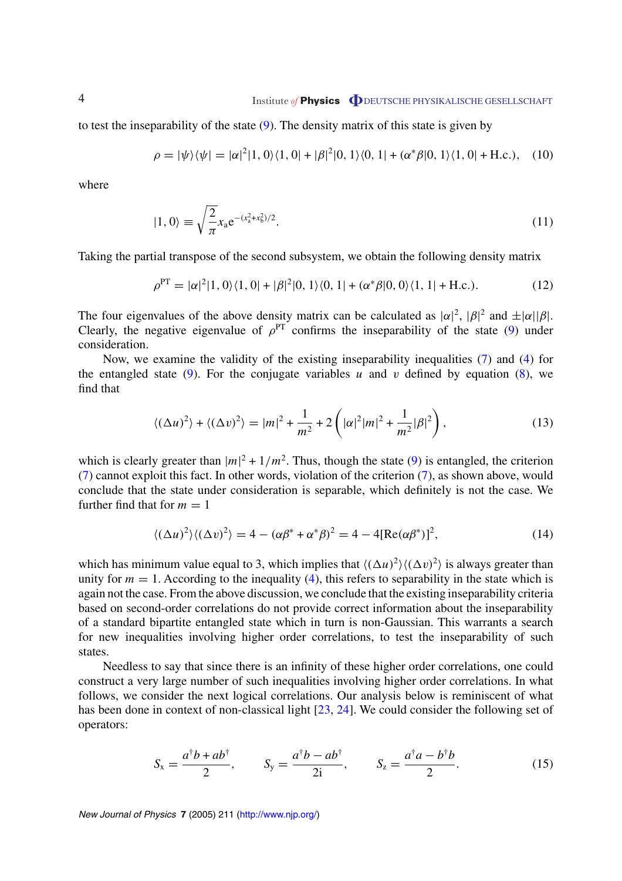to test the inseparability of the state (9). The density matrix of this state is given by

$$\rho = |\psi\rangle\langle\psi| = |\alpha|^2|1,0\rangle\langle 1,0| + |\beta|^2|0,1\rangle\langle 0,1| + (\alpha^*\beta|0,1\rangle\langle 1,0| + \text{H.c.}), \quad (10)$$

where

$$|1,0\rangle \equiv \sqrt{\frac{2}{\pi}}x_{\text{a}}\text{e}^{-(x_{\text{a}}^2+x_{\text{b}}^2)/2}. \quad (11)$$

Taking the partial transpose of the second subsystem, we obtain the following density matrix

$$\rho^{\text{PT}} = |\alpha|^2|1,0\rangle\langle 1,0| + |\beta|^2|0,1\rangle\langle 0,1| + (\alpha^*\beta|0,0\rangle\langle 1,1| + \text{H.c.}). \quad (12)$$

The four eigenvalues of the above density matrix can be calculated as $|\alpha|^2$, $|\beta|^2$ and $\pm|\alpha||\beta|$. Clearly, the negative eigenvalue of $\rho^{\text{PT}}$ confirms the inseparability of the state (9) under consideration.

Now, we examine the validity of the existing inseparability inequalities (7) and (4) for the entangled state (9). For the conjugate variables $u$ and $v$ defined by equation (8), we find that

$$\langle(\Delta u)^2\rangle + \langle(\Delta v)^2\rangle = |m|^2 + \frac{1}{m^2} + 2\left(|\alpha|^2|m|^2 + \frac{1}{m^2}|\beta|^2\right), \quad (13)$$

which is clearly greater than $|m|^2 + 1/m^2$. Thus, though the state (9) is entangled, the criterion (7) cannot exploit this fact. In other words, violation of the criterion (7), as shown above, would conclude that the state under consideration is separable, which definitely is not the case. We further find that for $m = 1$

$$\langle(\Delta u)^2\rangle\langle(\Delta v)^2\rangle = 4 - (\alpha\beta^* + \alpha^*\beta)^2 = 4 - 4[\text{Re}(\alpha\beta^*)]^2, \quad (14)$$

which has minimum value equal to 3, which implies that $\langle(\Delta u)^2\rangle\langle(\Delta v)^2\rangle$ is always greater than unity for $m = 1$. According to the inequality (4), this refers to separability in the state which is again not the case. From the above discussion, we conclude that the existing inseparability criteria based on second-order correlations do not provide correct information about the inseparability of a standard bipartite entangled state which in turn is non-Gaussian. This warrants a search for new inequalities involving higher order correlations, to test the inseparability of such states.

Needless to say that since there is an infinity of these higher order correlations, one could construct a very large number of such inequalities involving higher order correlations. In what follows, we consider the next logical correlations. Our analysis below is reminiscent of what has been done in context of non-classical light [23, 24]. We could consider the following set of operators:

$$S_{\text{x}} = \frac{a^\dagger b + ab^\dagger}{2}, \qquad S_{\text{y}} = \frac{a^\dagger b - ab^\dagger}{2\text{i}}, \qquad S_{\text{z}} = \frac{a^\dagger a - b^\dagger b}{2}. \quad (15)$$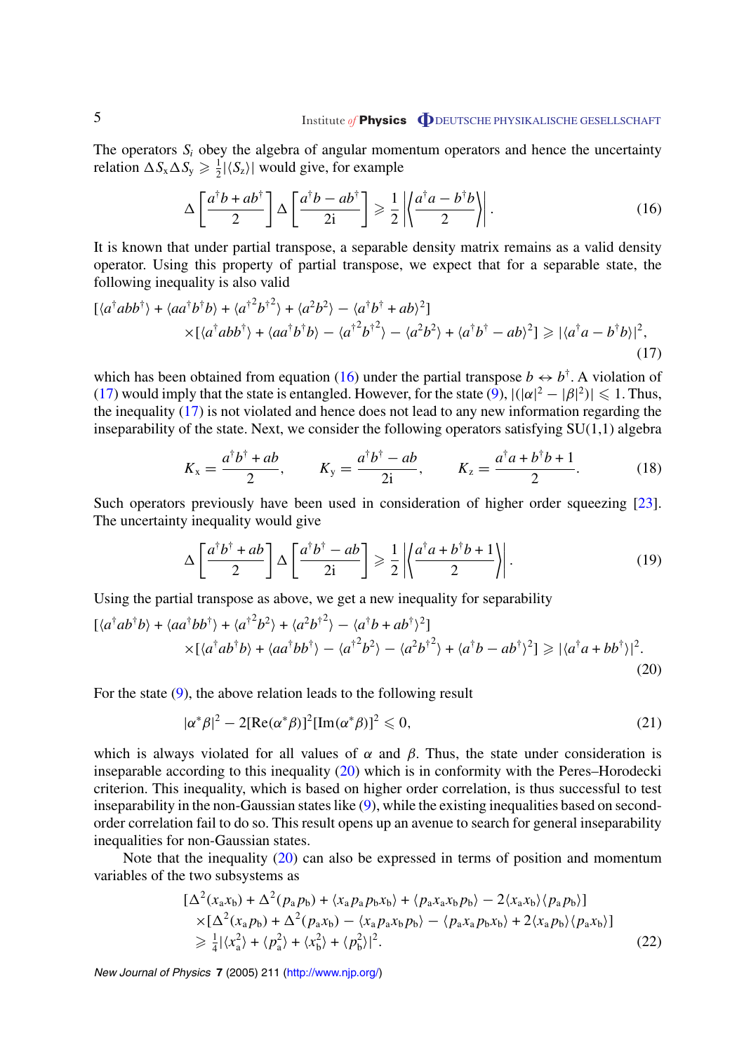The operators $S_i$ obey the algebra of angular momentum operators and hence the uncertainty relation $\Delta S_x \Delta S_y \geqslant \frac{1}{2}|\langle S_z\rangle|$ would give, for example

$$\Delta\left[\frac{a^\dagger b + ab^\dagger}{2}\right]\Delta\left[\frac{a^\dagger b - ab^\dagger}{2\mathrm{i}}\right] \geqslant \frac{1}{2}\left|\left\langle\frac{a^\dagger a - b^\dagger b}{2}\right\rangle\right|. \tag{16}$$

It is known that under partial transpose, a separable density matrix remains as a valid density operator. Using this property of partial transpose, we expect that for a separable state, the following inequality is also valid

$$\begin{aligned}&[\langle a^\dagger a b b^\dagger\rangle + \langle a a^\dagger b^\dagger b\rangle + \langle a^{\dagger 2} b^{\dagger 2}\rangle + \langle a^2 b^2\rangle - \langle a^\dagger b^\dagger + ab\rangle^2] \\ &\quad\times[\langle a^\dagger a b b^\dagger\rangle + \langle a a^\dagger b^\dagger b\rangle - \langle a^{\dagger 2} b^{\dagger 2}\rangle - \langle a^2 b^2\rangle + \langle a^\dagger b^\dagger - ab\rangle^2] \geqslant |\langle a^\dagger a - b^\dagger b\rangle|^2,\end{aligned} \tag{17}$$

which has been obtained from equation (16) under the partial transpose $b \leftrightarrow b^\dagger$. A violation of (17) would imply that the state is entangled. However, for the state (9), $|(|\alpha|^2 - |\beta|^2)| \leqslant 1$. Thus, the inequality (17) is not violated and hence does not lead to any new information regarding the inseparability of the state. Next, we consider the following operators satisfying SU(1,1) algebra

$$K_x = \frac{a^\dagger b^\dagger + ab}{2}, \qquad K_y = \frac{a^\dagger b^\dagger - ab}{2\mathrm{i}}, \qquad K_z = \frac{a^\dagger a + b^\dagger b + 1}{2}. \tag{18}$$

Such operators previously have been used in consideration of higher order squeezing [23]. The uncertainty inequality would give

$$\Delta\left[\frac{a^\dagger b^\dagger + ab}{2}\right]\Delta\left[\frac{a^\dagger b^\dagger - ab}{2\mathrm{i}}\right] \geqslant \frac{1}{2}\left|\left\langle\frac{a^\dagger a + b^\dagger b + 1}{2}\right\rangle\right|. \tag{19}$$

Using the partial transpose as above, we get a new inequality for separability

$$\begin{aligned}&[\langle a^\dagger a b^\dagger b\rangle + \langle a a^\dagger b b^\dagger\rangle + \langle a^{\dagger 2} b^2\rangle + \langle a^2 b^{\dagger 2}\rangle - \langle a^\dagger b + ab^\dagger\rangle^2] \\ &\quad\times[\langle a^\dagger a b^\dagger b\rangle + \langle a a^\dagger b b^\dagger\rangle - \langle a^{\dagger 2} b^2\rangle - \langle a^2 b^{\dagger 2}\rangle + \langle a^\dagger b - ab^\dagger\rangle^2] \geqslant |\langle a^\dagger a + b b^\dagger\rangle|^2.\end{aligned} \tag{20}$$

For the state (9), the above relation leads to the following result

$$|\alpha^*\beta|^2 - 2[\mathrm{Re}(\alpha^*\beta)]^2[\mathrm{Im}(\alpha^*\beta)]^2 \leqslant 0, \tag{21}$$

which is always violated for all values of $\alpha$ and $\beta$. Thus, the state under consideration is inseparable according to this inequality (20) which is in conformity with the Peres–Horodecki criterion. This inequality, which is based on higher order correlation, is thus successful to test inseparability in the non-Gaussian states like (9), while the existing inequalities based on second-order correlation fail to do so. This result opens up an avenue to search for general inseparability inequalities for non-Gaussian states.

Note that the inequality (20) can also be expressed in terms of position and momentum variables of the two subsystems as

$$\begin{aligned}&[\Delta^2(x_a x_b) + \Delta^2(p_a p_b) + \langle x_a p_a p_b x_b\rangle + \langle p_a x_a x_b p_b\rangle - 2\langle x_a x_b\rangle\langle p_a p_b\rangle] \\ &\quad\times[\Delta^2(x_a p_b) + \Delta^2(p_a x_b) - \langle x_a p_a x_b p_b\rangle - \langle p_a x_a p_b x_b\rangle + 2\langle x_a p_b\rangle\langle p_a x_b\rangle] \\ &\quad\geqslant \tfrac{1}{4}|\langle x_a^2\rangle + \langle p_a^2\rangle + \langle x_b^2\rangle + \langle p_b^2\rangle|^2.\end{aligned} \tag{22}$$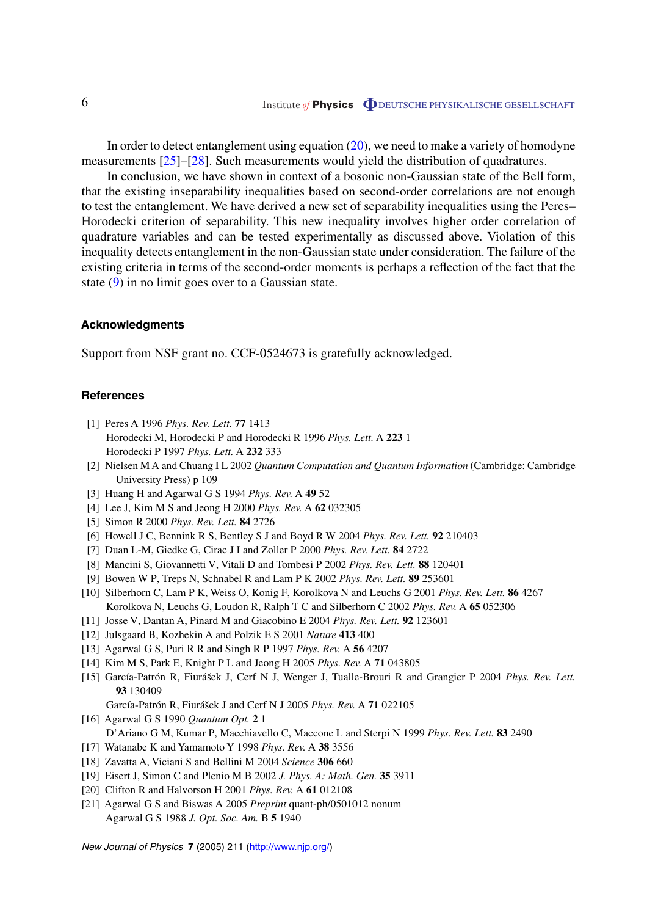In order to detect entanglement using equation (20), we need to make a variety of homodyne measurements [25]–[28]. Such measurements would yield the distribution of quadratures.

In conclusion, we have shown in context of a bosonic non-Gaussian state of the Bell form, that the existing inseparability inequalities based on second-order correlations are not enough to test the entanglement. We have derived a new set of separability inequalities using the Peres–Horodecki criterion of separability. This new inequality involves higher order correlation of quadrature variables and can be tested experimentally as discussed above. Violation of this inequality detects entanglement in the non-Gaussian state under consideration. The failure of the existing criteria in terms of the second-order moments is perhaps a reflection of the fact that the state (9) in no limit goes over to a Gaussian state.

## Acknowledgments

Support from NSF grant no. CCF-0524673 is gratefully acknowledged.

## References

[1] Peres A 1996 *Phys. Rev. Lett.* **77** 1413
Horodecki M, Horodecki P and Horodecki R 1996 *Phys. Lett.* A **223** 1
Horodecki P 1997 *Phys. Lett.* A **232** 333

[2] Nielsen M A and Chuang I L 2002 *Quantum Computation and Quantum Information* (Cambridge: Cambridge University Press) p 109

[3] Huang H and Agarwal G S 1994 *Phys. Rev.* A **49** 52

[4] Lee J, Kim M S and Jeong H 2000 *Phys. Rev.* A **62** 032305

[5] Simon R 2000 *Phys. Rev. Lett.* **84** 2726

[6] Howell J C, Bennink R S, Bentley S J and Boyd R W 2004 *Phys. Rev. Lett.* **92** 210403

[7] Duan L-M, Giedke G, Cirac J I and Zoller P 2000 *Phys. Rev. Lett.* **84** 2722

[8] Mancini S, Giovannetti V, Vitali D and Tombesi P 2002 *Phys. Rev. Lett.* **88** 120401

[9] Bowen W P, Treps N, Schnabel R and Lam P K 2002 *Phys. Rev. Lett.* **89** 253601

[10] Silberhorn C, Lam P K, Weiss O, Konig F, Korolkova N and Leuchs G 2001 *Phys. Rev. Lett.* **86** 4267
Korolkova N, Leuchs G, Loudon R, Ralph T C and Silberhorn C 2002 *Phys. Rev.* A **65** 052306

[11] Josse V, Dantan A, Pinard M and Giacobino E 2004 *Phys. Rev. Lett.* **92** 123601

[12] Julsgaard B, Kozhekin A and Polzik E S 2001 *Nature* **413** 400

[13] Agarwal G S, Puri R R and Singh R P 1997 *Phys. Rev.* A **56** 4207

[14] Kim M S, Park E, Knight P L and Jeong H 2005 *Phys. Rev.* A **71** 043805

[15] García-Patrón R, Fiurášek J, Cerf N J, Wenger J, Tualle-Brouri R and Grangier P 2004 *Phys. Rev. Lett.* **93** 130409
García-Patrón R, Fiurášek J and Cerf N J 2005 *Phys. Rev.* A **71** 022105

[16] Agarwal G S 1990 *Quantum Opt.* **2** 1
D'Ariano G M, Kumar P, Macchiavello C, Maccone L and Sterpi N 1999 *Phys. Rev. Lett.* **83** 2490

[17] Watanabe K and Yamamoto Y 1998 *Phys. Rev.* A **38** 3556

[18] Zavatta A, Viciani S and Bellini M 2004 *Science* **306** 660

[19] Eisert J, Simon C and Plenio M B 2002 *J. Phys. A: Math. Gen.* **35** 3911

[20] Clifton R and Halvorson H 2001 *Phys. Rev.* A **61** 012108

[21] Agarwal G S and Biswas A 2005 *Preprint* quant-ph/0501012 nonum
Agarwal G S 1988 *J. Opt. Soc. Am.* B **5** 1940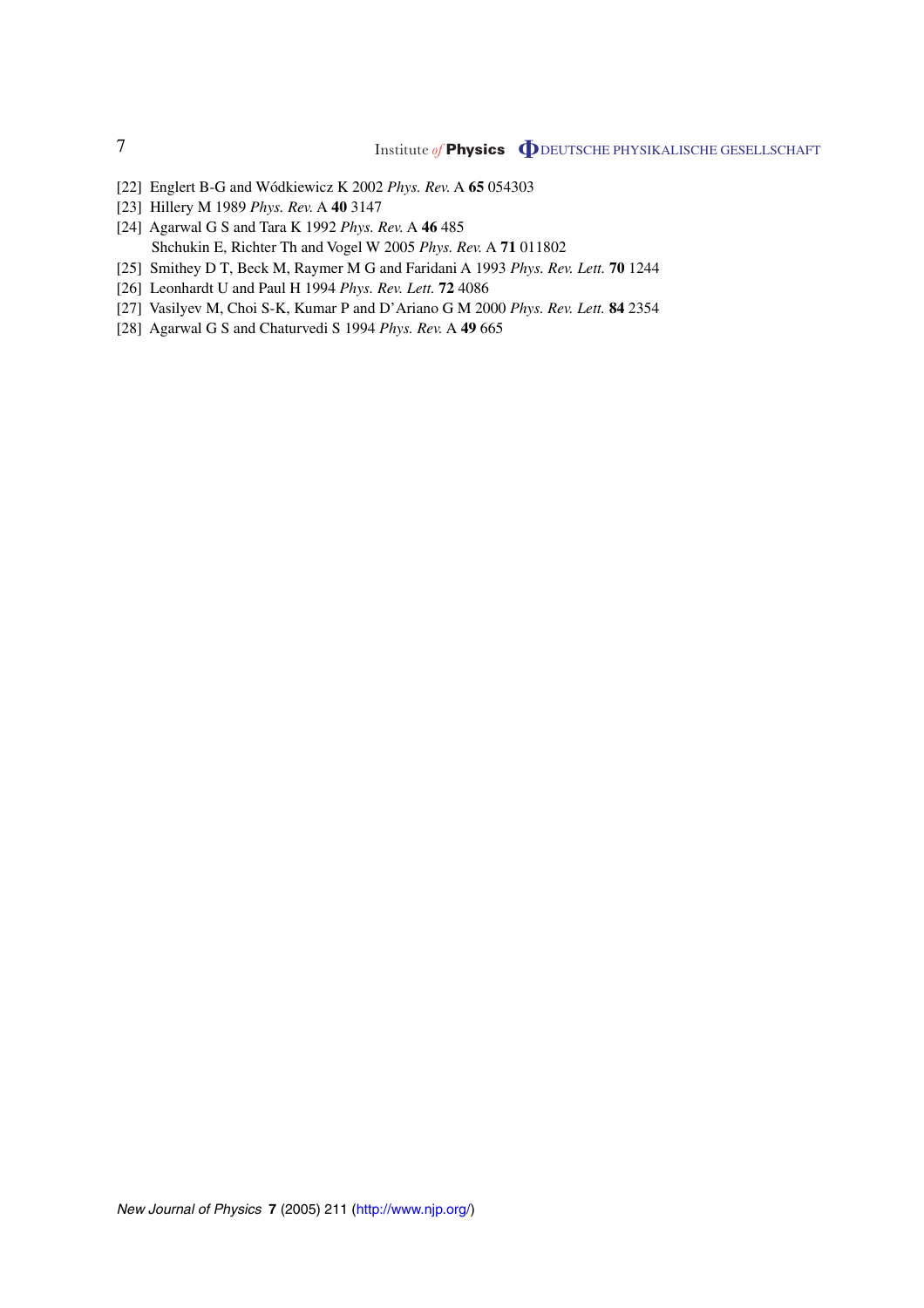[22] Englert B-G and Wódkiewicz K 2002 *Phys. Rev.* A **65** 054303

[23] Hillery M 1989 *Phys. Rev.* A **40** 3147

[24] Agarwal G S and Tara K 1992 *Phys. Rev.* A **46** 485
Shchukin E, Richter Th and Vogel W 2005 *Phys. Rev.* A **71** 011802

[25] Smithey D T, Beck M, Raymer M G and Faridani A 1993 *Phys. Rev. Lett.* **70** 1244

[26] Leonhardt U and Paul H 1994 *Phys. Rev. Lett.* **72** 4086

[27] Vasilyev M, Choi S-K, Kumar P and D'Ariano G M 2000 *Phys. Rev. Lett.* **84** 2354

[28] Agarwal G S and Chaturvedi S 1994 *Phys. Rev.* A **49** 665